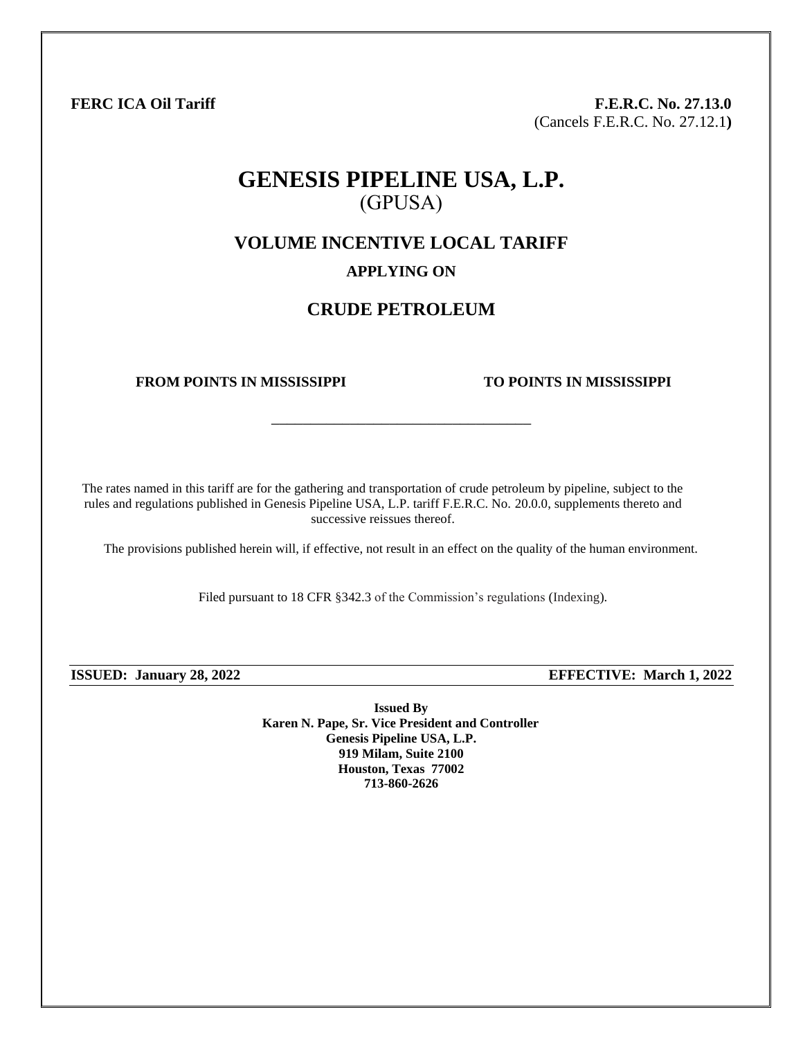**FERC ICA Oil Tariff**

**F.E.R.C. No. 27.13.0**
(Cancels F.E.R.C. No. 27.12.1)

# GENESIS PIPELINE USA, L.P.
(GPUSA)

## VOLUME INCENTIVE LOCAL TARIFF

### APPLYING ON

## CRUDE PETROLEUM

**FROM POINTS IN MISSISSIPPI** **TO POINTS IN MISSISSIPPI**

---

The rates named in this tariff are for the gathering and transportation of crude petroleum by pipeline, subject to the rules and regulations published in Genesis Pipeline USA, L.P. tariff F.E.R.C. No. 20.0.0, supplements thereto and successive reissues thereof.

The provisions published herein will, if effective, not result in an effect on the quality of the human environment.

Filed pursuant to 18 CFR §342.3 of the Commission's regulations (Indexing).

**ISSUED: January 28, 2022** **EFFECTIVE: March 1, 2022**

**Issued By**
**Karen N. Pape, Sr. Vice President and Controller**
**Genesis Pipeline USA, L.P.**
**919 Milam, Suite 2100**
**Houston, Texas 77002**
**713-860-2626**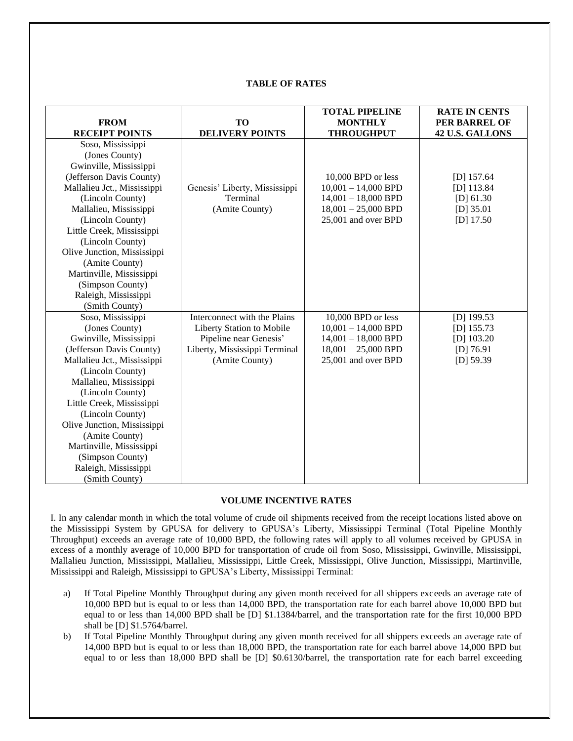## TABLE OF RATES

| FROM RECEIPT POINTS | TO DELIVERY POINTS | TOTAL PIPELINE MONTHLY THROUGHPUT | RATE IN CENTS PER BARREL OF 42 U.S. GALLONS |
|---|---|---|---|
| Soso, Mississippi (Jones County) Gwinville, Mississippi (Jefferson Davis County) Mallalieu Jct., Mississippi (Lincoln County) Mallalieu, Mississippi (Lincoln County) Little Creek, Mississippi (Lincoln County) Olive Junction, Mississippi (Amite County) Martinville, Mississippi (Simpson County) Raleigh, Mississippi (Smith County) | Genesis' Liberty, Mississippi Terminal (Amite County) | 10,000 BPD or less<br>10,001 – 14,000 BPD<br>14,001 – 18,000 BPD<br>18,001 – 25,000 BPD<br>25,001 and over BPD | [D] 157.64<br>[D] 113.84<br>[D] 61.30<br>[D] 35.01<br>[D] 17.50 |
| Soso, Mississippi (Jones County) Gwinville, Mississippi (Jefferson Davis County) Mallalieu Jct., Mississippi (Lincoln County) Mallalieu, Mississippi (Lincoln County) Little Creek, Mississippi (Lincoln County) Olive Junction, Mississippi (Amite County) Martinville, Mississippi (Simpson County) Raleigh, Mississippi (Smith County) | Interconnect with the Plains Liberty Station to Mobile Pipeline near Genesis' Liberty, Mississippi Terminal (Amite County) | 10,000 BPD or less<br>10,001 – 14,000 BPD<br>14,001 – 18,000 BPD<br>18,001 – 25,000 BPD<br>25,001 and over BPD | [D] 199.53<br>[D] 155.73<br>[D] 103.20<br>[D] 76.91<br>[D] 59.39 |

## VOLUME INCENTIVE RATES

I. In any calendar month in which the total volume of crude oil shipments received from the receipt locations listed above on the Mississippi System by GPUSA for delivery to GPUSA's Liberty, Mississippi Terminal (Total Pipeline Monthly Throughput) exceeds an average rate of 10,000 BPD, the following rates will apply to all volumes received by GPUSA in excess of a monthly average of 10,000 BPD for transportation of crude oil from Soso, Mississippi, Gwinville, Mississippi, Mallalieu Junction, Mississippi, Mallalieu, Mississippi, Little Creek, Mississippi, Olive Junction, Mississippi, Martinville, Mississippi and Raleigh, Mississippi to GPUSA's Liberty, Mississippi Terminal:

a) If Total Pipeline Monthly Throughput during any given month received for all shippers exceeds an average rate of 10,000 BPD but is equal to or less than 14,000 BPD, the transportation rate for each barrel above 10,000 BPD but equal to or less than 14,000 BPD shall be [D] $1.1384/barrel, and the transportation rate for the first 10,000 BPD shall be [D] $1.5764/barrel.

b) If Total Pipeline Monthly Throughput during any given month received for all shippers exceeds an average rate of 14,000 BPD but is equal to or less than 18,000 BPD, the transportation rate for each barrel above 14,000 BPD but equal to or less than 18,000 BPD shall be [D] $0.6130/barrel, the transportation rate for each barrel exceeding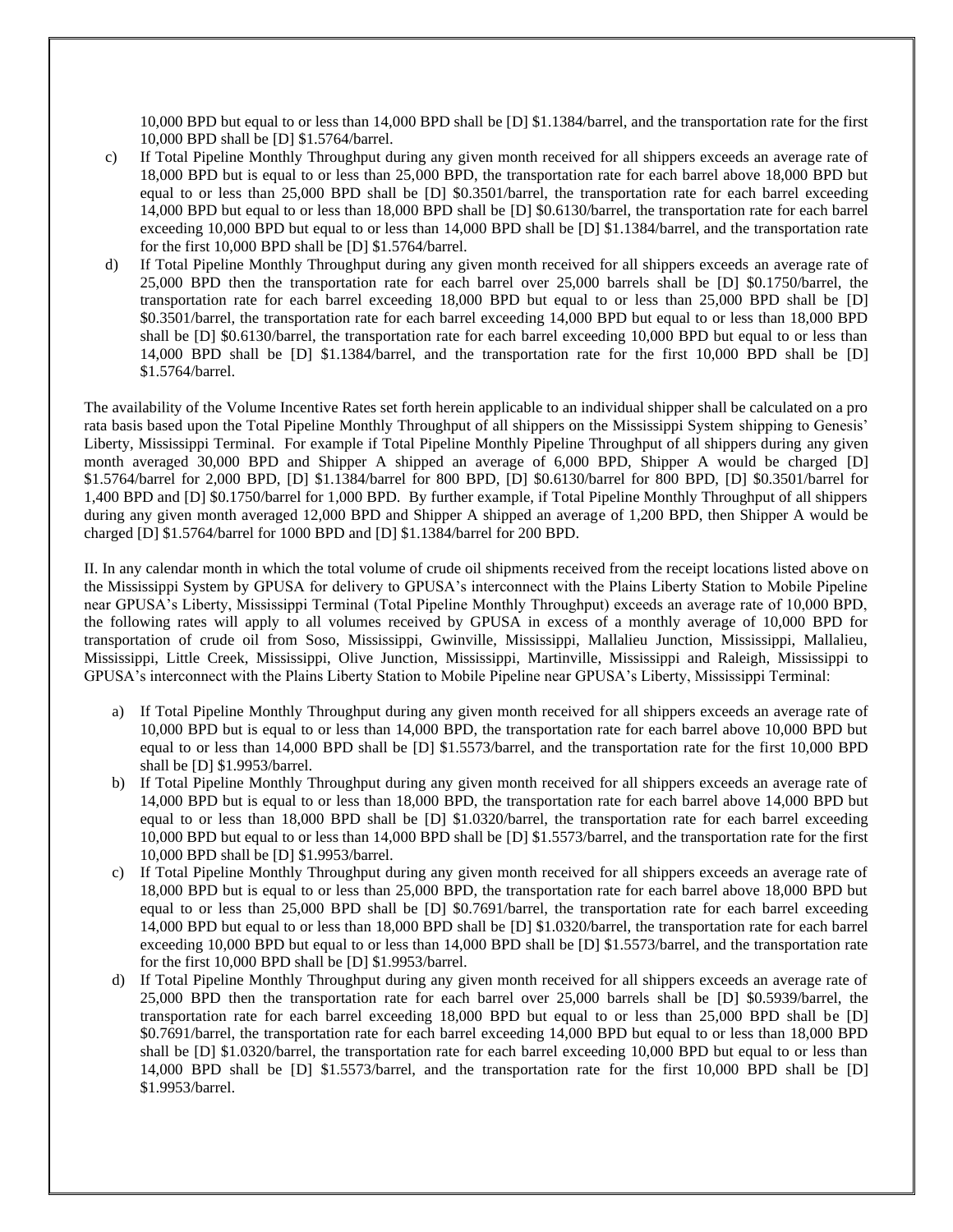10,000 BPD but equal to or less than 14,000 BPD shall be [D] $1.1384/barrel, and the transportation rate for the first 10,000 BPD shall be [D] $1.5764/barrel.

c) If Total Pipeline Monthly Throughput during any given month received for all shippers exceeds an average rate of 18,000 BPD but is equal to or less than 25,000 BPD, the transportation rate for each barrel above 18,000 BPD but equal to or less than 25,000 BPD shall be [D] $0.3501/barrel, the transportation rate for each barrel exceeding 14,000 BPD but equal to or less than 18,000 BPD shall be [D] $0.6130/barrel, the transportation rate for each barrel exceeding 10,000 BPD but equal to or less than 14,000 BPD shall be [D] $1.1384/barrel, and the transportation rate for the first 10,000 BPD shall be [D] $1.5764/barrel.

d) If Total Pipeline Monthly Throughput during any given month received for all shippers exceeds an average rate of 25,000 BPD then the transportation rate for each barrel over 25,000 barrels shall be [D] $0.1750/barrel, the transportation rate for each barrel exceeding 18,000 BPD but equal to or less than 25,000 BPD shall be [D] $0.3501/barrel, the transportation rate for each barrel exceeding 14,000 BPD but equal to or less than 18,000 BPD shall be [D] $0.6130/barrel, the transportation rate for each barrel exceeding 10,000 BPD but equal to or less than 14,000 BPD shall be [D] $1.1384/barrel, and the transportation rate for the first 10,000 BPD shall be [D] $1.5764/barrel.

The availability of the Volume Incentive Rates set forth herein applicable to an individual shipper shall be calculated on a pro rata basis based upon the Total Pipeline Monthly Throughput of all shippers on the Mississippi System shipping to Genesis' Liberty, Mississippi Terminal. For example if Total Pipeline Monthly Pipeline Throughput of all shippers during any given month averaged 30,000 BPD and Shipper A shipped an average of 6,000 BPD, Shipper A would be charged [D] $1.5764/barrel for 2,000 BPD, [D] $1.1384/barrel for 800 BPD, [D] $0.6130/barrel for 800 BPD, [D] $0.3501/barrel for 1,400 BPD and [D] $0.1750/barrel for 1,000 BPD. By further example, if Total Pipeline Monthly Throughput of all shippers during any given month averaged 12,000 BPD and Shipper A shipped an average of 1,200 BPD, then Shipper A would be charged [D] $1.5764/barrel for 1000 BPD and [D] $1.1384/barrel for 200 BPD.

II. In any calendar month in which the total volume of crude oil shipments received from the receipt locations listed above on the Mississippi System by GPUSA for delivery to GPUSA's interconnect with the Plains Liberty Station to Mobile Pipeline near GPUSA's Liberty, Mississippi Terminal (Total Pipeline Monthly Throughput) exceeds an average rate of 10,000 BPD, the following rates will apply to all volumes received by GPUSA in excess of a monthly average of 10,000 BPD for transportation of crude oil from Soso, Mississippi, Gwinville, Mississippi, Mallalieu Junction, Mississippi, Mallalieu, Mississippi, Little Creek, Mississippi, Olive Junction, Mississippi, Martinville, Mississippi and Raleigh, Mississippi to GPUSA's interconnect with the Plains Liberty Station to Mobile Pipeline near GPUSA's Liberty, Mississippi Terminal:

a) If Total Pipeline Monthly Throughput during any given month received for all shippers exceeds an average rate of 10,000 BPD but is equal to or less than 14,000 BPD, the transportation rate for each barrel above 10,000 BPD but equal to or less than 14,000 BPD shall be [D] $1.5573/barrel, and the transportation rate for the first 10,000 BPD shall be [D] $1.9953/barrel.

b) If Total Pipeline Monthly Throughput during any given month received for all shippers exceeds an average rate of 14,000 BPD but is equal to or less than 18,000 BPD, the transportation rate for each barrel above 14,000 BPD but equal to or less than 18,000 BPD shall be [D] $1.0320/barrel, the transportation rate for each barrel exceeding 10,000 BPD but equal to or less than 14,000 BPD shall be [D] $1.5573/barrel, and the transportation rate for the first 10,000 BPD shall be [D] $1.9953/barrel.

c) If Total Pipeline Monthly Throughput during any given month received for all shippers exceeds an average rate of 18,000 BPD but is equal to or less than 25,000 BPD, the transportation rate for each barrel above 18,000 BPD but equal to or less than 25,000 BPD shall be [D] $0.7691/barrel, the transportation rate for each barrel exceeding 14,000 BPD but equal to or less than 18,000 BPD shall be [D] $1.0320/barrel, the transportation rate for each barrel exceeding 10,000 BPD but equal to or less than 14,000 BPD shall be [D] $1.5573/barrel, and the transportation rate for the first 10,000 BPD shall be [D] $1.9953/barrel.

d) If Total Pipeline Monthly Throughput during any given month received for all shippers exceeds an average rate of 25,000 BPD then the transportation rate for each barrel over 25,000 barrels shall be [D] $0.5939/barrel, the transportation rate for each barrel exceeding 18,000 BPD but equal to or less than 25,000 BPD shall be [D] $0.7691/barrel, the transportation rate for each barrel exceeding 14,000 BPD but equal to or less than 18,000 BPD shall be [D] $1.0320/barrel, the transportation rate for each barrel exceeding 10,000 BPD but equal to or less than 14,000 BPD shall be [D] $1.5573/barrel, and the transportation rate for the first 10,000 BPD shall be [D] $1.9953/barrel.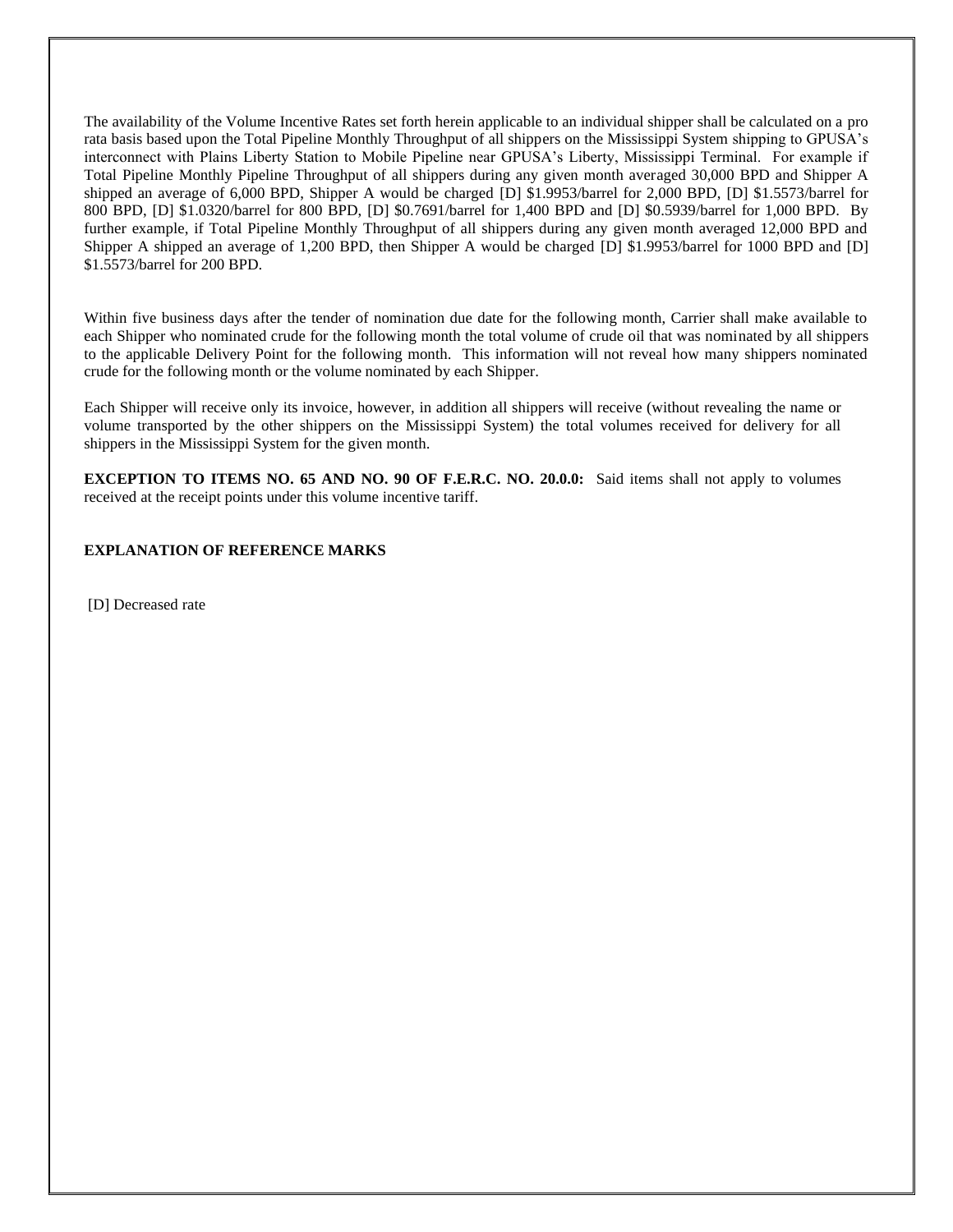The availability of the Volume Incentive Rates set forth herein applicable to an individual shipper shall be calculated on a pro rata basis based upon the Total Pipeline Monthly Throughput of all shippers on the Mississippi System shipping to GPUSA's interconnect with Plains Liberty Station to Mobile Pipeline near GPUSA's Liberty, Mississippi Terminal. For example if Total Pipeline Monthly Pipeline Throughput of all shippers during any given month averaged 30,000 BPD and Shipper A shipped an average of 6,000 BPD, Shipper A would be charged [D] $1.9953/barrel for 2,000 BPD, [D] $1.5573/barrel for 800 BPD, [D] $1.0320/barrel for 800 BPD, [D] $0.7691/barrel for 1,400 BPD and [D] $0.5939/barrel for 1,000 BPD. By further example, if Total Pipeline Monthly Throughput of all shippers during any given month averaged 12,000 BPD and Shipper A shipped an average of 1,200 BPD, then Shipper A would be charged [D] $1.9953/barrel for 1000 BPD and [D] $1.5573/barrel for 200 BPD.

Within five business days after the tender of nomination due date for the following month, Carrier shall make available to each Shipper who nominated crude for the following month the total volume of crude oil that was nominated by all shippers to the applicable Delivery Point for the following month. This information will not reveal how many shippers nominated crude for the following month or the volume nominated by each Shipper.

Each Shipper will receive only its invoice, however, in addition all shippers will receive (without revealing the name or volume transported by the other shippers on the Mississippi System) the total volumes received for delivery for all shippers in the Mississippi System for the given month.

**EXCEPTION TO ITEMS NO. 65 AND NO. 90 OF F.E.R.C. NO. 20.0.0:** Said items shall not apply to volumes received at the receipt points under this volume incentive tariff.

**EXPLANATION OF REFERENCE MARKS**

[D] Decreased rate